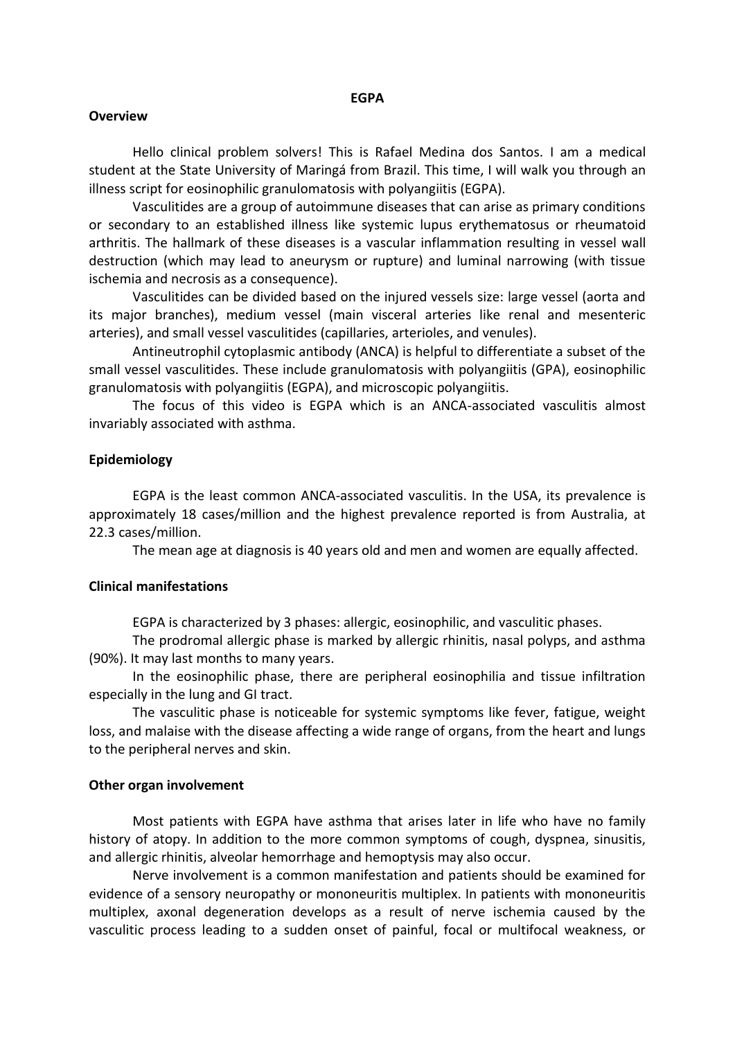# EGPA

## Overview

Hello clinical problem solvers! This is Rafael Medina dos Santos. I am a medical student at the State University of Maringá from Brazil. This time, I will walk you through an illness script for eosinophilic granulomatosis with polyangiitis (EGPA).

Vasculitides are a group of autoimmune diseases that can arise as primary conditions or secondary to an established illness like systemic lupus erythematosus or rheumatoid arthritis. The hallmark of these diseases is a vascular inflammation resulting in vessel wall destruction (which may lead to aneurysm or rupture) and luminal narrowing (with tissue ischemia and necrosis as a consequence).

Vasculitides can be divided based on the injured vessels size: large vessel (aorta and its major branches), medium vessel (main visceral arteries like renal and mesenteric arteries), and small vessel vasculitides (capillaries, arterioles, and venules).

Antineutrophil cytoplasmic antibody (ANCA) is helpful to differentiate a subset of the small vessel vasculitides. These include granulomatosis with polyangiitis (GPA), eosinophilic granulomatosis with polyangiitis (EGPA), and microscopic polyangiitis.

The focus of this video is EGPA which is an ANCA-associated vasculitis almost invariably associated with asthma.

## Epidemiology

EGPA is the least common ANCA-associated vasculitis. In the USA, its prevalence is approximately 18 cases/million and the highest prevalence reported is from Australia, at 22.3 cases/million.

The mean age at diagnosis is 40 years old and men and women are equally affected.

## Clinical manifestations

EGPA is characterized by 3 phases: allergic, eosinophilic, and vasculitic phases.

The prodromal allergic phase is marked by allergic rhinitis, nasal polyps, and asthma (90%). It may last months to many years.

In the eosinophilic phase, there are peripheral eosinophilia and tissue infiltration especially in the lung and GI tract.

The vasculitic phase is noticeable for systemic symptoms like fever, fatigue, weight loss, and malaise with the disease affecting a wide range of organs, from the heart and lungs to the peripheral nerves and skin.

## Other organ involvement

Most patients with EGPA have asthma that arises later in life who have no family history of atopy. In addition to the more common symptoms of cough, dyspnea, sinusitis, and allergic rhinitis, alveolar hemorrhage and hemoptysis may also occur.

Nerve involvement is a common manifestation and patients should be examined for evidence of a sensory neuropathy or mononeuritis multiplex. In patients with mononeuritis multiplex, axonal degeneration develops as a result of nerve ischemia caused by the vasculitic process leading to a sudden onset of painful, focal or multifocal weakness, or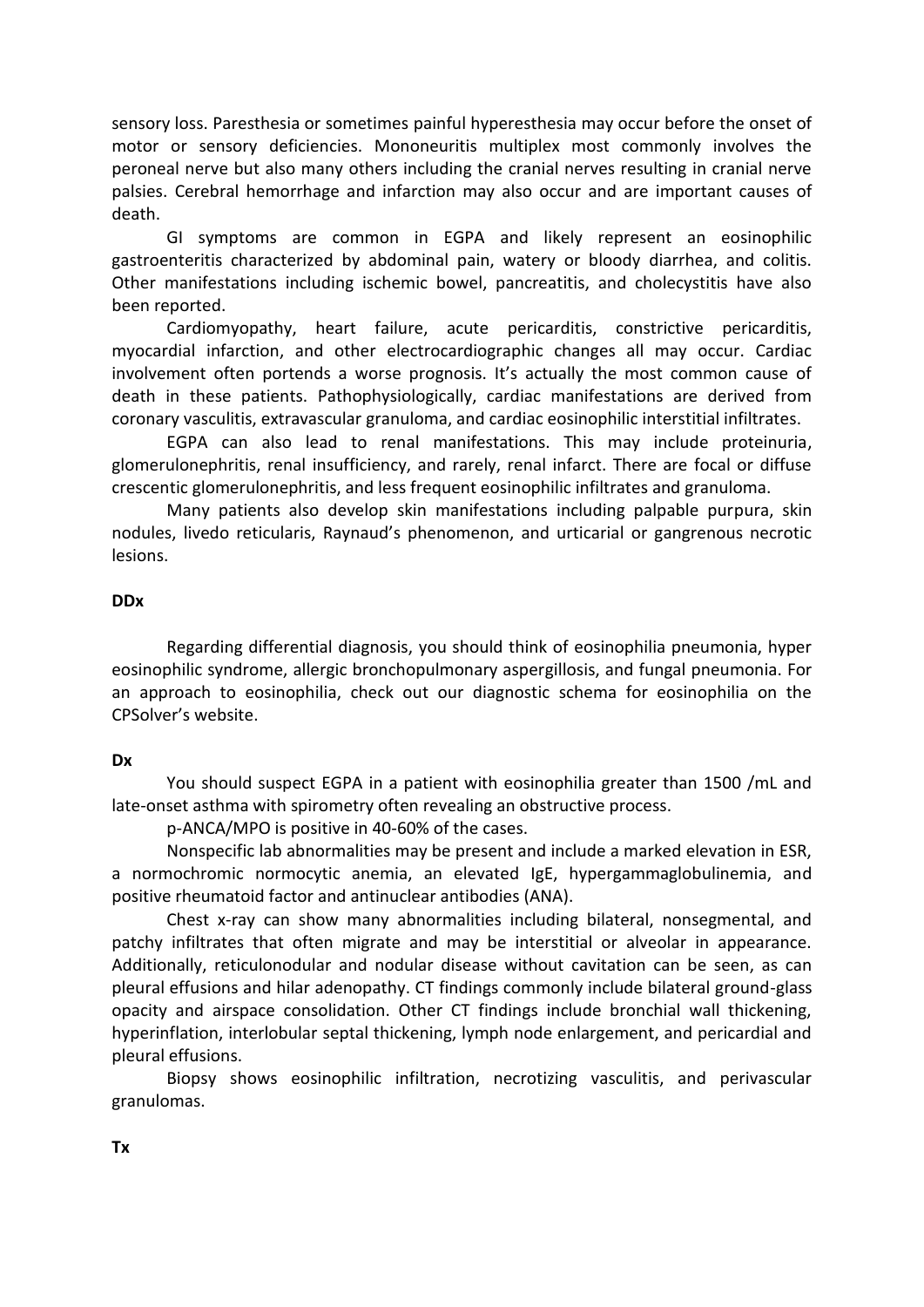sensory loss. Paresthesia or sometimes painful hyperesthesia may occur before the onset of motor or sensory deficiencies. Mononeuritis multiplex most commonly involves the peroneal nerve but also many others including the cranial nerves resulting in cranial nerve palsies. Cerebral hemorrhage and infarction may also occur and are important causes of death.

GI symptoms are common in EGPA and likely represent an eosinophilic gastroenteritis characterized by abdominal pain, watery or bloody diarrhea, and colitis. Other manifestations including ischemic bowel, pancreatitis, and cholecystitis have also been reported.

Cardiomyopathy, heart failure, acute pericarditis, constrictive pericarditis, myocardial infarction, and other electrocardiographic changes all may occur. Cardiac involvement often portends a worse prognosis. It's actually the most common cause of death in these patients. Pathophysiologically, cardiac manifestations are derived from coronary vasculitis, extravascular granuloma, and cardiac eosinophilic interstitial infiltrates.

EGPA can also lead to renal manifestations. This may include proteinuria, glomerulonephritis, renal insufficiency, and rarely, renal infarct. There are focal or diffuse crescentic glomerulonephritis, and less frequent eosinophilic infiltrates and granuloma.

Many patients also develop skin manifestations including palpable purpura, skin nodules, livedo reticularis, Raynaud's phenomenon, and urticarial or gangrenous necrotic lesions.

**DDx**

Regarding differential diagnosis, you should think of eosinophilia pneumonia, hyper eosinophilic syndrome, allergic bronchopulmonary aspergillosis, and fungal pneumonia. For an approach to eosinophilia, check out our diagnostic schema for eosinophilia on the CPSolver's website.

**Dx**

You should suspect EGPA in a patient with eosinophilia greater than 1500 /mL and late-onset asthma with spirometry often revealing an obstructive process.

p-ANCA/MPO is positive in 40-60% of the cases.

Nonspecific lab abnormalities may be present and include a marked elevation in ESR, a normochromic normocytic anemia, an elevated IgE, hypergammaglobulinemia, and positive rheumatoid factor and antinuclear antibodies (ANA).

Chest x-ray can show many abnormalities including bilateral, nonsegmental, and patchy infiltrates that often migrate and may be interstitial or alveolar in appearance. Additionally, reticulonodular and nodular disease without cavitation can be seen, as can pleural effusions and hilar adenopathy. CT findings commonly include bilateral ground-glass opacity and airspace consolidation. Other CT findings include bronchial wall thickening, hyperinflation, interlobular septal thickening, lymph node enlargement, and pericardial and pleural effusions.

Biopsy shows eosinophilic infiltration, necrotizing vasculitis, and perivascular granulomas.

**Tx**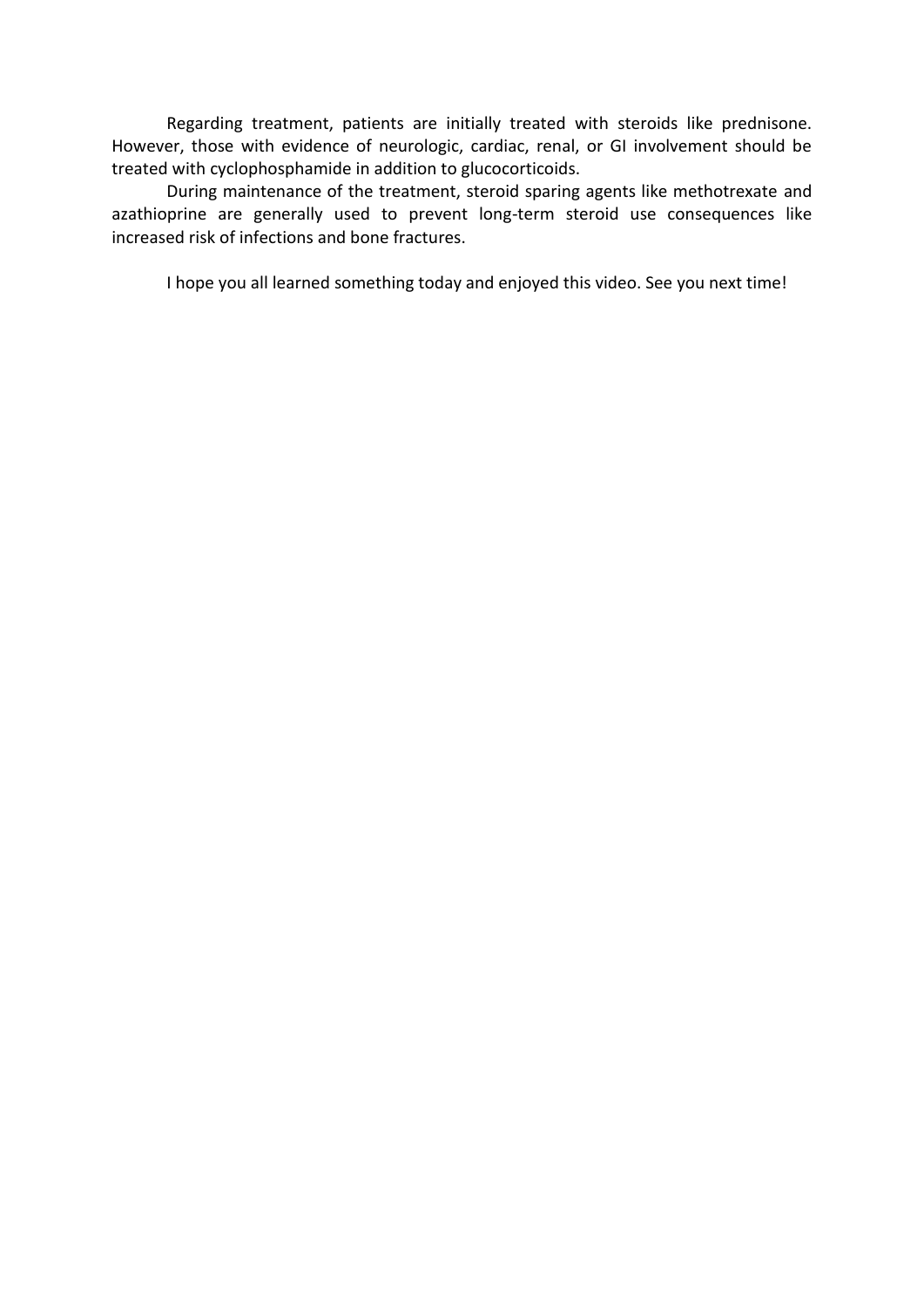Regarding treatment, patients are initially treated with steroids like prednisone. However, those with evidence of neurologic, cardiac, renal, or GI involvement should be treated with cyclophosphamide in addition to glucocorticoids.

During maintenance of the treatment, steroid sparing agents like methotrexate and azathioprine are generally used to prevent long-term steroid use consequences like increased risk of infections and bone fractures.

I hope you all learned something today and enjoyed this video. See you next time!